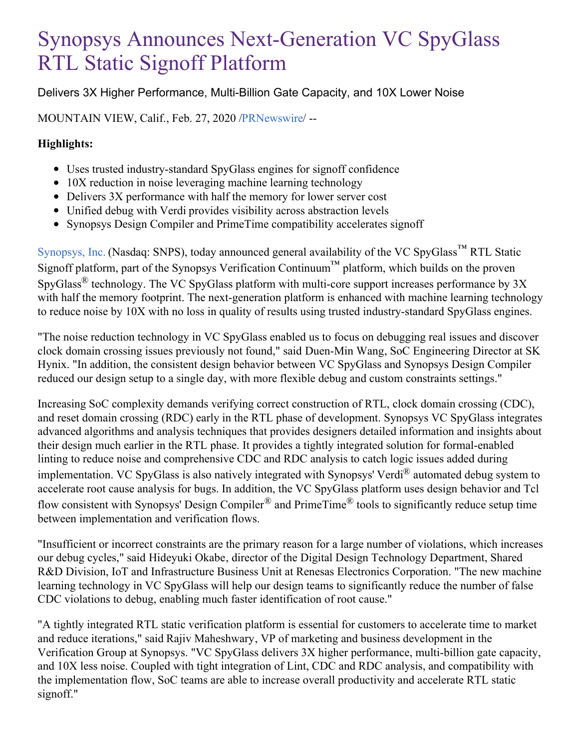# Synopsys Announces Next-Generation VC SpyGlass RTL Static Signoff Platform

Delivers 3X Higher Performance, Multi-Billion Gate Capacity, and 10X Lower Noise

MOUNTAIN VIEW, Calif., Feb. 27, 2020 /PRNewswire/ --

**Highlights:**

- Uses trusted industry-standard SpyGlass engines for signoff confidence
- 10X reduction in noise leveraging machine learning technology
- Delivers 3X performance with half the memory for lower server cost
- Unified debug with Verdi provides visibility across abstraction levels
- Synopsys Design Compiler and PrimeTime compatibility accelerates signoff

Synopsys, Inc. (Nasdaq: SNPS), today announced general availability of the VC SpyGlass™ RTL Static Signoff platform, part of the Synopsys Verification Continuum™ platform, which builds on the proven SpyGlass® technology. The VC SpyGlass platform with multi-core support increases performance by 3X with half the memory footprint. The next-generation platform is enhanced with machine learning technology to reduce noise by 10X with no loss in quality of results using trusted industry-standard SpyGlass engines.

"The noise reduction technology in VC SpyGlass enabled us to focus on debugging real issues and discover clock domain crossing issues previously not found," said Duen-Min Wang, SoC Engineering Director at SK Hynix. "In addition, the consistent design behavior between VC SpyGlass and Synopsys Design Compiler reduced our design setup to a single day, with more flexible debug and custom constraints settings."

Increasing SoC complexity demands verifying correct construction of RTL, clock domain crossing (CDC), and reset domain crossing (RDC) early in the RTL phase of development. Synopsys VC SpyGlass integrates advanced algorithms and analysis techniques that provides designers detailed information and insights about their design much earlier in the RTL phase. It provides a tightly integrated solution for formal-enabled linting to reduce noise and comprehensive CDC and RDC analysis to catch logic issues added during implementation. VC SpyGlass is also natively integrated with Synopsys' Verdi® automated debug system to accelerate root cause analysis for bugs. In addition, the VC SpyGlass platform uses design behavior and Tcl flow consistent with Synopsys' Design Compiler® and PrimeTime® tools to significantly reduce setup time between implementation and verification flows.

"Insufficient or incorrect constraints are the primary reason for a large number of violations, which increases our debug cycles," said Hideyuki Okabe, director of the Digital Design Technology Department, Shared R&D Division, IoT and Infrastructure Business Unit at Renesas Electronics Corporation. "The new machine learning technology in VC SpyGlass will help our design teams to significantly reduce the number of false CDC violations to debug, enabling much faster identification of root cause."

"A tightly integrated RTL static verification platform is essential for customers to accelerate time to market and reduce iterations," said Rajiv Maheshwary, VP of marketing and business development in the Verification Group at Synopsys. "VC SpyGlass delivers 3X higher performance, multi-billion gate capacity, and 10X less noise. Coupled with tight integration of Lint, CDC and RDC analysis, and compatibility with the implementation flow, SoC teams are able to increase overall productivity and accelerate RTL static signoff."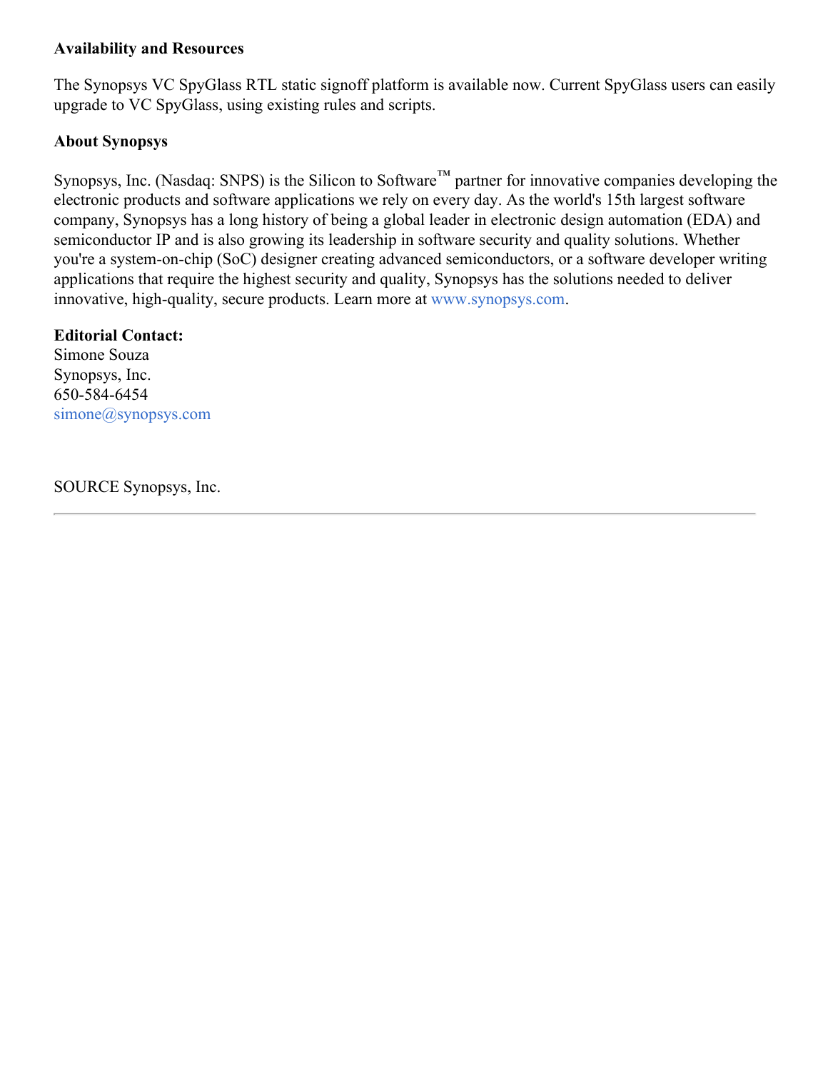**Availability and Resources**

The Synopsys VC SpyGlass RTL static signoff platform is available now. Current SpyGlass users can easily upgrade to VC SpyGlass, using existing rules and scripts.

**About Synopsys**

Synopsys, Inc. (Nasdaq: SNPS) is the Silicon to Software™ partner for innovative companies developing the electronic products and software applications we rely on every day. As the world's 15th largest software company, Synopsys has a long history of being a global leader in electronic design automation (EDA) and semiconductor IP and is also growing its leadership in software security and quality solutions. Whether you're a system-on-chip (SoC) designer creating advanced semiconductors, or a software developer writing applications that require the highest security and quality, Synopsys has the solutions needed to deliver innovative, high-quality, secure products. Learn more at www.synopsys.com.

**Editorial Contact:**
Simone Souza
Synopsys, Inc.
650-584-6454
simone@synopsys.com

SOURCE Synopsys, Inc.

---